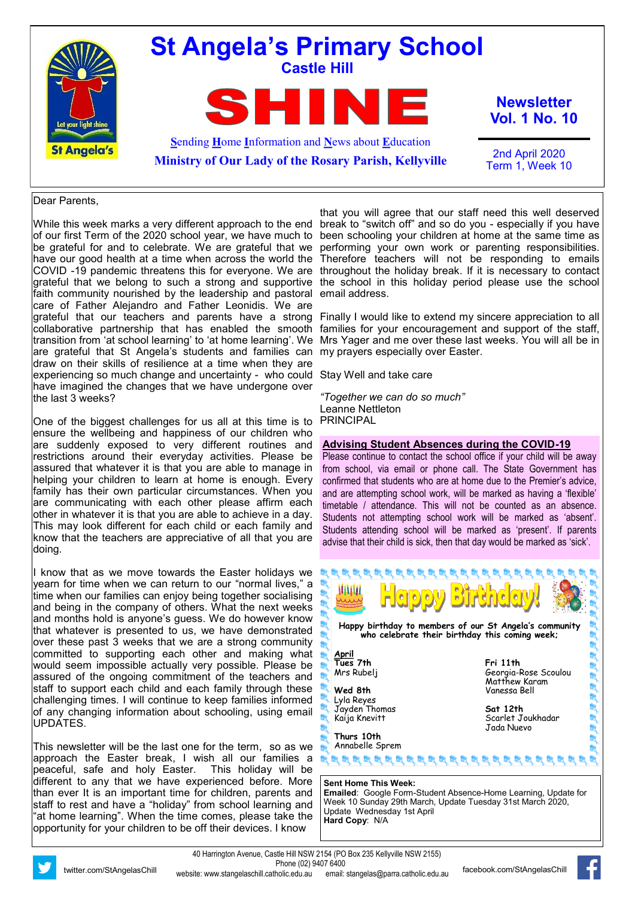# St Angela's Primary School

## Castle Hill

# SHINE

**S**ending **H**ome **I**nformation and **N**ews about **E**ducation

**Ministry of Our Lady of the Rosary Parish, Kellyville**

**Newsletter Vol. 1 No. 10**

2nd April 2020
Term 1, Week 10

Dear Parents,

While this week marks a very different approach to the end of our first Term of the 2020 school year, we have much to be grateful for and to celebrate. We are grateful that we have our good health at a time when across the world the COVID -19 pandemic threatens this for everyone. We are grateful that we belong to such a strong and supportive faith community nourished by the leadership and pastoral care of Father Alejandro and Father Leonidis. We are grateful that our teachers and parents have a strong collaborative partnership that has enabled the smooth transition from 'at school learning' to 'at home learning'. We are grateful that St Angela's students and families can draw on their skills of resilience at a time when they are experiencing so much change and uncertainty - who could have imagined the changes that we have undergone over the last 3 weeks?

One of the biggest challenges for us all at this time is to ensure the wellbeing and happiness of our children who are suddenly exposed to very different routines and restrictions around their everyday activities. Please be assured that whatever it is that you are able to manage in helping your children to learn at home is enough. Every family has their own particular circumstances. When you are communicating with each other please affirm each other in whatever it is that you are able to achieve in a day. This may look different for each child or each family and know that the teachers are appreciative of all that you are doing.

I know that as we move towards the Easter holidays we yearn for time when we can return to our "normal lives," a time when our families can enjoy being together socialising and being in the company of others. What the next weeks and months hold is anyone's guess. We do however know that whatever is presented to us, we have demonstrated over these past 3 weeks that we are a strong community committed to supporting each other and making what would seem impossible actually very possible. Please be assured of the ongoing commitment of the teachers and staff to support each child and each family through these challenging times. I will continue to keep families informed of any changing information about schooling, using email UPDATES.

This newsletter will be the last one for the term, so as we approach the Easter break, I wish all our families a peaceful, safe and holy Easter. This holiday will be different to any that we have experienced before. More than ever It is an important time for children, parents and staff to rest and have a "holiday" from school learning and "at home learning". When the time comes, please take the opportunity for your children to be off their devices. I know that you will agree that our staff need this well deserved break to "switch off" and so do you - especially if you have been schooling your children at home at the same time as performing your own work or parenting responsibilities. Therefore teachers will not be responding to emails throughout the holiday break. If it is necessary to contact the school in this holiday period please use the school email address.

Finally I would like to extend my sincere appreciation to all families for your encouragement and support of the staff, Mrs Yager and me over these last weeks. You will all be in my prayers especially over Easter.

Stay Well and take care

*"Together we can do so much"*
Leanne Nettleton
PRINCIPAL

## Advising Student Absences during the COVID-19

Please continue to contact the school office if your child will be away from school, via email or phone call. The State Government has confirmed that students who are at home due to the Premier's advice, and are attempting school work, will be marked as having a 'flexible' timetable / attendance. This will not be counted as an absence. Students not attempting school work will be marked as 'absent'. Students attending school will be marked as 'present'. If parents advise that their child is sick, then that day would be marked as 'sick'.

## Happy Birthday!

Happy birthday to members of our St Angela's community who celebrate their birthday this coming week;

**April**

**Tues 7th**
Mrs Rubelj

**Wed 8th**
Lyla Reyes
Jayden Thomas
Kaija Knevitt

**Thurs 10th**
Annabelle Sprem

**Fri 11th**
Georgia-Rose Scoulou
Matthew Karam
Vanessa Bell

**Sat 12th**
Scarlet Joukhadar
Jada Nuevo

**Sent Home This Week:**
**Emailed**: Google Form-Student Absence-Home Learning, Update for Week 10 Sunday 29th March, Update Tuesday 31st March 2020, Update Wednesday 1st April
**Hard Copy**: N/A

40 Harrington Avenue, Castle Hill NSW 2154 (PO Box 235 Kellyville NSW 2155)
Phone (02) 9407 6400
website: www.stangelaschill.catholic.edu.au email: stangelas@parra.catholic.edu.au
twitter.com/StAngelasChill facebook.com/StAngelasChill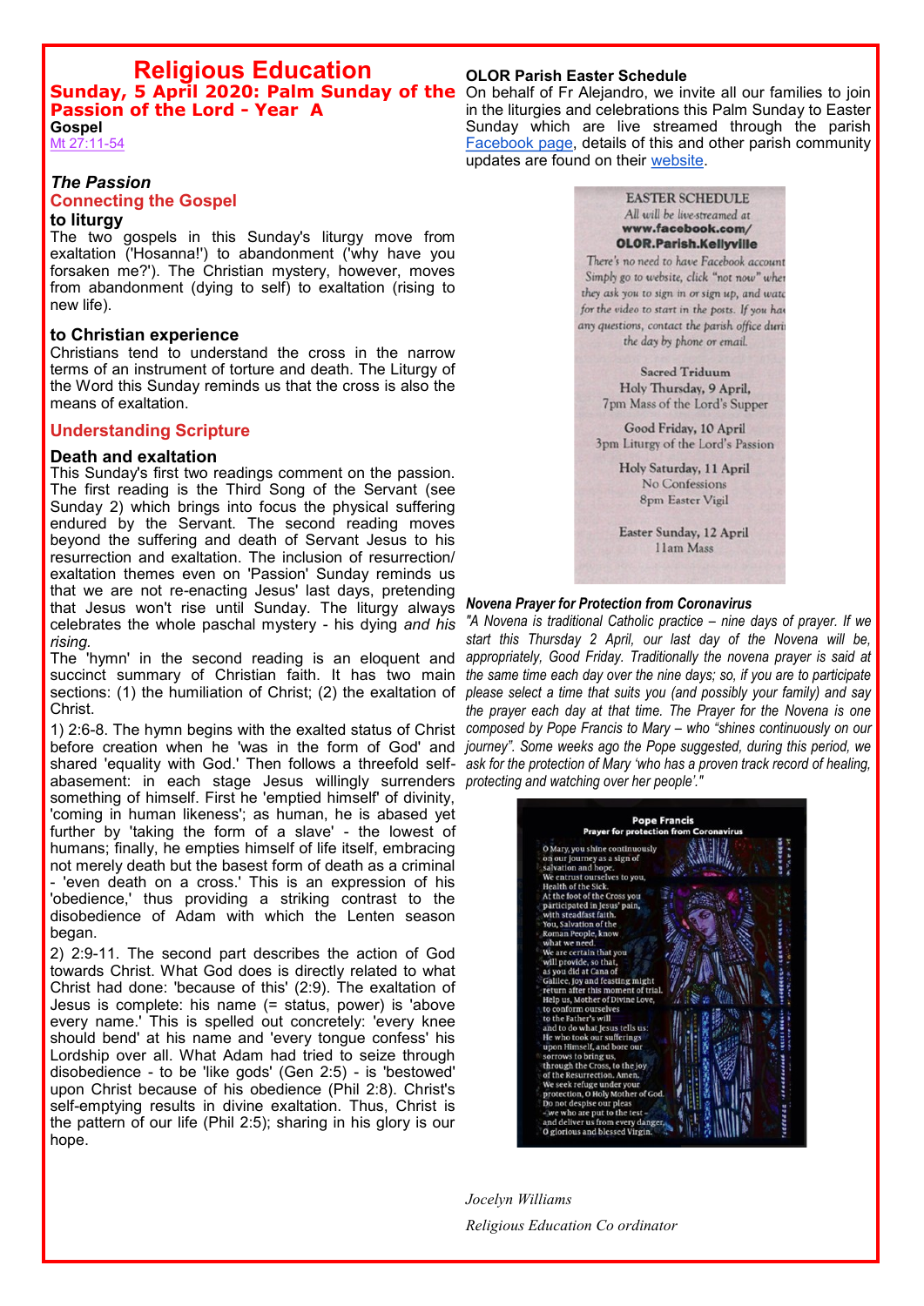# Religious Education

## Sunday, 5 April 2020: Palm Sunday of the Passion of the Lord - Year A

**Gospel**

Mt 27:11-54

### *The Passion*

### Connecting the Gospel

#### to liturgy

The two gospels in this Sunday's liturgy move from exaltation ('Hosanna!') to abandonment ('why have you forsaken me?'). The Christian mystery, however, moves from abandonment (dying to self) to exaltation (rising to new life).

#### to Christian experience

Christians tend to understand the cross in the narrow terms of an instrument of torture and death. The Liturgy of the Word this Sunday reminds us that the cross is also the means of exaltation.

### Understanding Scripture

#### Death and exaltation

This Sunday's first two readings comment on the passion. The first reading is the Third Song of the Servant (see Sunday 2) which brings into focus the physical suffering endured by the Servant. The second reading moves beyond the suffering and death of Servant Jesus to his resurrection and exaltation. The inclusion of resurrection/ exaltation themes even on 'Passion' Sunday reminds us that we are not re-enacting Jesus' last days, pretending that Jesus won't rise until Sunday. The liturgy always celebrates the whole paschal mystery - his dying *and his rising.*

The 'hymn' in the second reading is an eloquent and succinct summary of Christian faith. It has two main sections: (1) the humiliation of Christ; (2) the exaltation of Christ.

1) 2:6-8. The hymn begins with the exalted status of Christ before creation when he 'was in the form of God' and shared 'equality with God.' Then follows a threefold self-abasement: in each stage Jesus willingly surrenders something of himself. First he 'emptied himself' of divinity, 'coming in human likeness'; as human, he is abased yet further by 'taking the form of a slave' - the lowest of humans; finally, he empties himself of life itself, embracing not merely death but the basest form of death as a criminal - 'even death on a cross.' This is an expression of his 'obedience,' thus providing a striking contrast to the disobedience of Adam with which the Lenten season began.

2) 2:9-11. The second part describes the action of God towards Christ. What God does is directly related to what Christ had done: 'because of this' (2:9). The exaltation of Jesus is complete: his name (= status, power) is 'above every name.' This is spelled out concretely: 'every knee should bend' at his name and 'every tongue confess' his Lordship over all. What Adam had tried to seize through disobedience - to be 'like gods' (Gen 2:5) - is 'bestowed' upon Christ because of his obedience (Phil 2:8). Christ's self-emptying results in divine exaltation. Thus, Christ is the pattern of our life (Phil 2:5); sharing in his glory is our hope.

**OLOR Parish Easter Schedule**

On behalf of Fr Alejandro, we invite all our families to join in the liturgies and celebrations this Palm Sunday to Easter Sunday which are live streamed through the parish Facebook page, details of this and other parish community updates are found on their website.

EASTER SCHEDULE
All will be live-streamed at
**www.facebook.com/ OLOR.Parish.Kellyville**

There's no need to have Facebook account. Simply go to website, click "not now" when they ask you to sign in or sign up, and watch for the video to start in the posts. If you have any questions, contact the parish office during the day by phone or email.

Sacred Triduum
Holy Thursday, 9 April,
7pm Mass of the Lord's Supper

Good Friday, 10 April
3pm Liturgy of the Lord's Passion

Holy Saturday, 11 April
No Confessions
8pm Easter Vigil

Easter Sunday, 12 April
11am Mass

***Novena Prayer for Protection from Coronavirus***

*"A Novena is traditional Catholic practice – nine days of prayer. If we start this Thursday 2 April, our last day of the Novena will be, appropriately, Good Friday. Traditionally the novena prayer is said at the same time each day over the nine days; so, if you are to participate please select a time that suits you (and possibly your family) and say the prayer each day at that time. The Prayer for the Novena is one composed by Pope Francis to Mary – who "shines continuously on our journey". Some weeks ago the Pope suggested, during this period, we ask for the protection of Mary 'who has a proven track record of healing, protecting and watching over her people'."*

**Pope Francis**
**Prayer for protection from Coronavirus**

O Mary, you shine continuously on our journey as a sign of salvation and hope. We entrust ourselves to you, Health of the Sick. At the foot of the Cross you participated in Jesus' pain, with steadfast faith. You, Salvation of the Roman People, know what we need. We are certain that you will provide, so that, as you did at Cana of Galilee, joy and feasting might return after this moment of trial. Help us, Mother of Divine Love, to conform ourselves to the Father's will and to do what Jesus tells us: He who took our sufferings upon Himself, and bore our sorrows to bring us, through the Cross, to the joy of the Resurrection. Amen. We seek refuge under your protection, O Holy Mother of God. Do not despise our pleas – we who are put to the test – and deliver us from every danger, O glorious and blessed Virgin.

*Jocelyn Williams*

*Religious Education Co ordinator*